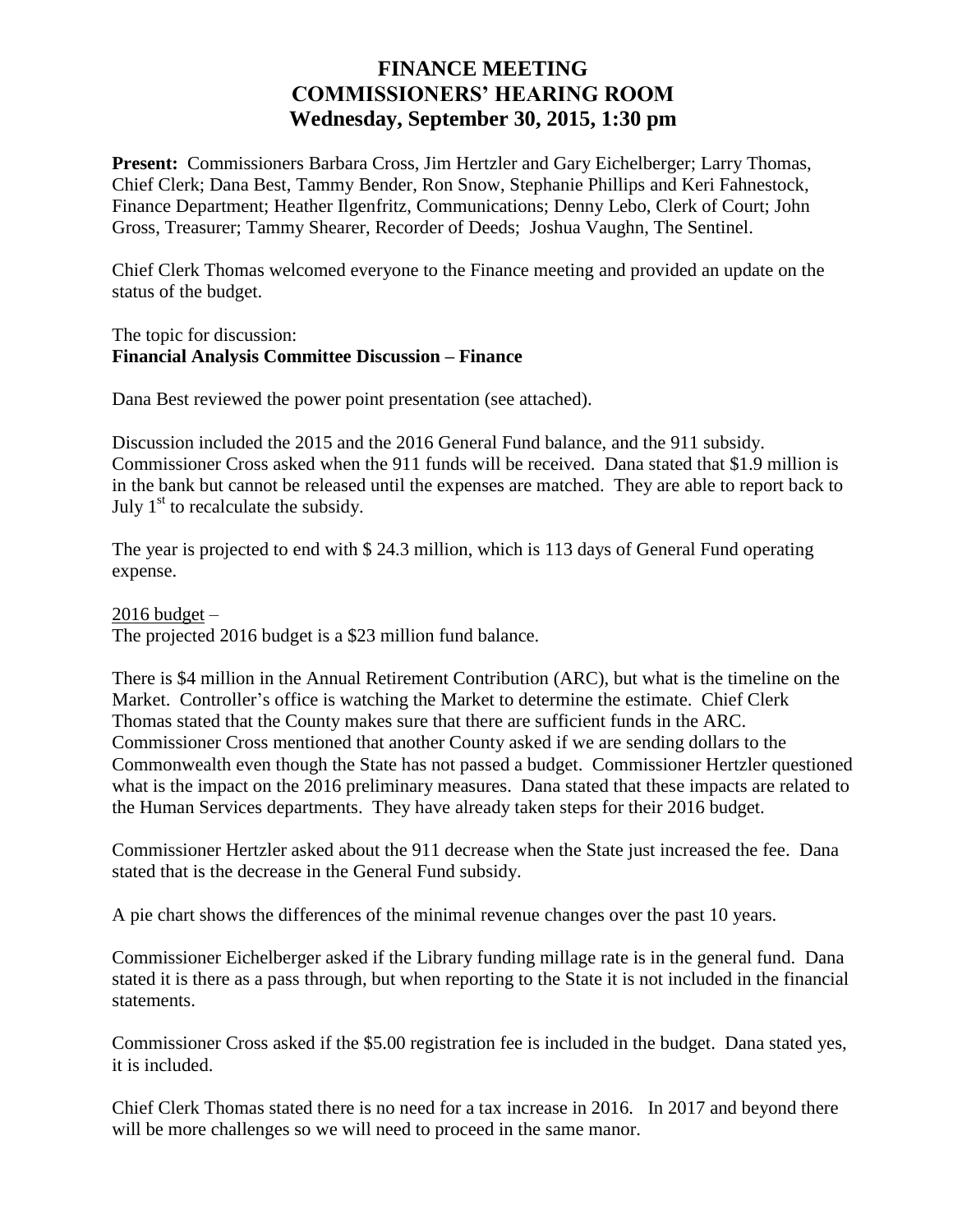# FINANCE MEETING
# COMMISSIONERS' HEARING ROOM
# Wednesday, September 30, 2015, 1:30 pm

**Present:** Commissioners Barbara Cross, Jim Hertzler and Gary Eichelberger; Larry Thomas, Chief Clerk; Dana Best, Tammy Bender, Ron Snow, Stephanie Phillips and Keri Fahnestock, Finance Department; Heather Ilgenfritz, Communications; Denny Lebo, Clerk of Court; John Gross, Treasurer; Tammy Shearer, Recorder of Deeds; Joshua Vaughn, The Sentinel.

Chief Clerk Thomas welcomed everyone to the Finance meeting and provided an update on the status of the budget.

The topic for discussion:
**Financial Analysis Committee Discussion – Finance**

Dana Best reviewed the power point presentation (see attached).

Discussion included the 2015 and the 2016 General Fund balance, and the 911 subsidy. Commissioner Cross asked when the 911 funds will be received. Dana stated that $1.9 million is in the bank but cannot be released until the expenses are matched. They are able to report back to July 1st to recalculate the subsidy.

The year is projected to end with $ 24.3 million, which is 113 days of General Fund operating expense.

2016 budget –
The projected 2016 budget is a $23 million fund balance.

There is $4 million in the Annual Retirement Contribution (ARC), but what is the timeline on the Market. Controller's office is watching the Market to determine the estimate. Chief Clerk Thomas stated that the County makes sure that there are sufficient funds in the ARC. Commissioner Cross mentioned that another County asked if we are sending dollars to the Commonwealth even though the State has not passed a budget. Commissioner Hertzler questioned what is the impact on the 2016 preliminary measures. Dana stated that these impacts are related to the Human Services departments. They have already taken steps for their 2016 budget.

Commissioner Hertzler asked about the 911 decrease when the State just increased the fee. Dana stated that is the decrease in the General Fund subsidy.

A pie chart shows the differences of the minimal revenue changes over the past 10 years.

Commissioner Eichelberger asked if the Library funding millage rate is in the general fund. Dana stated it is there as a pass through, but when reporting to the State it is not included in the financial statements.

Commissioner Cross asked if the $5.00 registration fee is included in the budget. Dana stated yes, it is included.

Chief Clerk Thomas stated there is no need for a tax increase in 2016. In 2017 and beyond there will be more challenges so we will need to proceed in the same manor.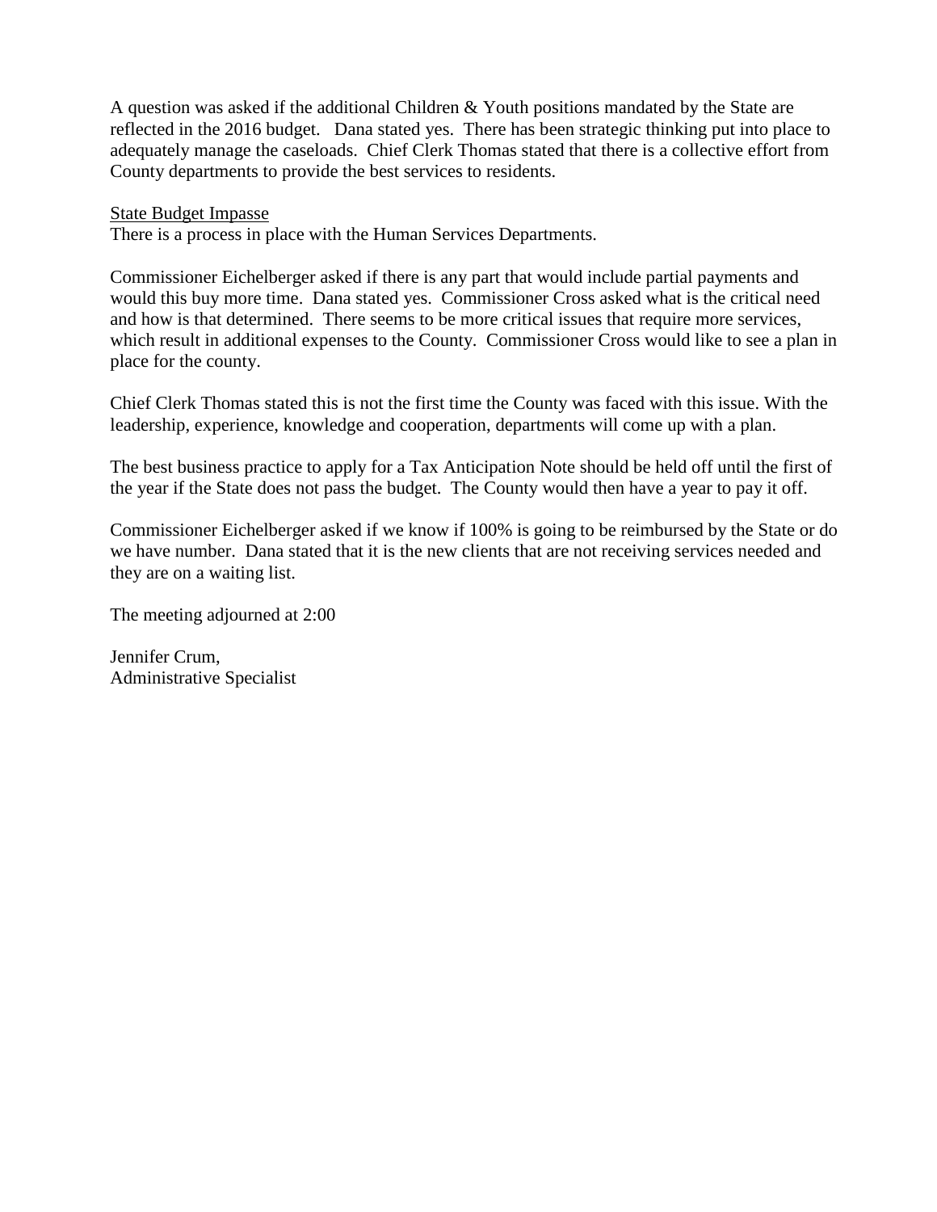A question was asked if the additional Children & Youth positions mandated by the State are reflected in the 2016 budget. Dana stated yes. There has been strategic thinking put into place to adequately manage the caseloads. Chief Clerk Thomas stated that there is a collective effort from County departments to provide the best services to residents.

<u>State Budget Impasse</u>
There is a process in place with the Human Services Departments.

Commissioner Eichelberger asked if there is any part that would include partial payments and would this buy more time. Dana stated yes. Commissioner Cross asked what is the critical need and how is that determined. There seems to be more critical issues that require more services, which result in additional expenses to the County. Commissioner Cross would like to see a plan in place for the county.

Chief Clerk Thomas stated this is not the first time the County was faced with this issue. With the leadership, experience, knowledge and cooperation, departments will come up with a plan.

The best business practice to apply for a Tax Anticipation Note should be held off until the first of the year if the State does not pass the budget. The County would then have a year to pay it off.

Commissioner Eichelberger asked if we know if 100% is going to be reimbursed by the State or do we have number. Dana stated that it is the new clients that are not receiving services needed and they are on a waiting list.

The meeting adjourned at 2:00

Jennifer Crum,
Administrative Specialist